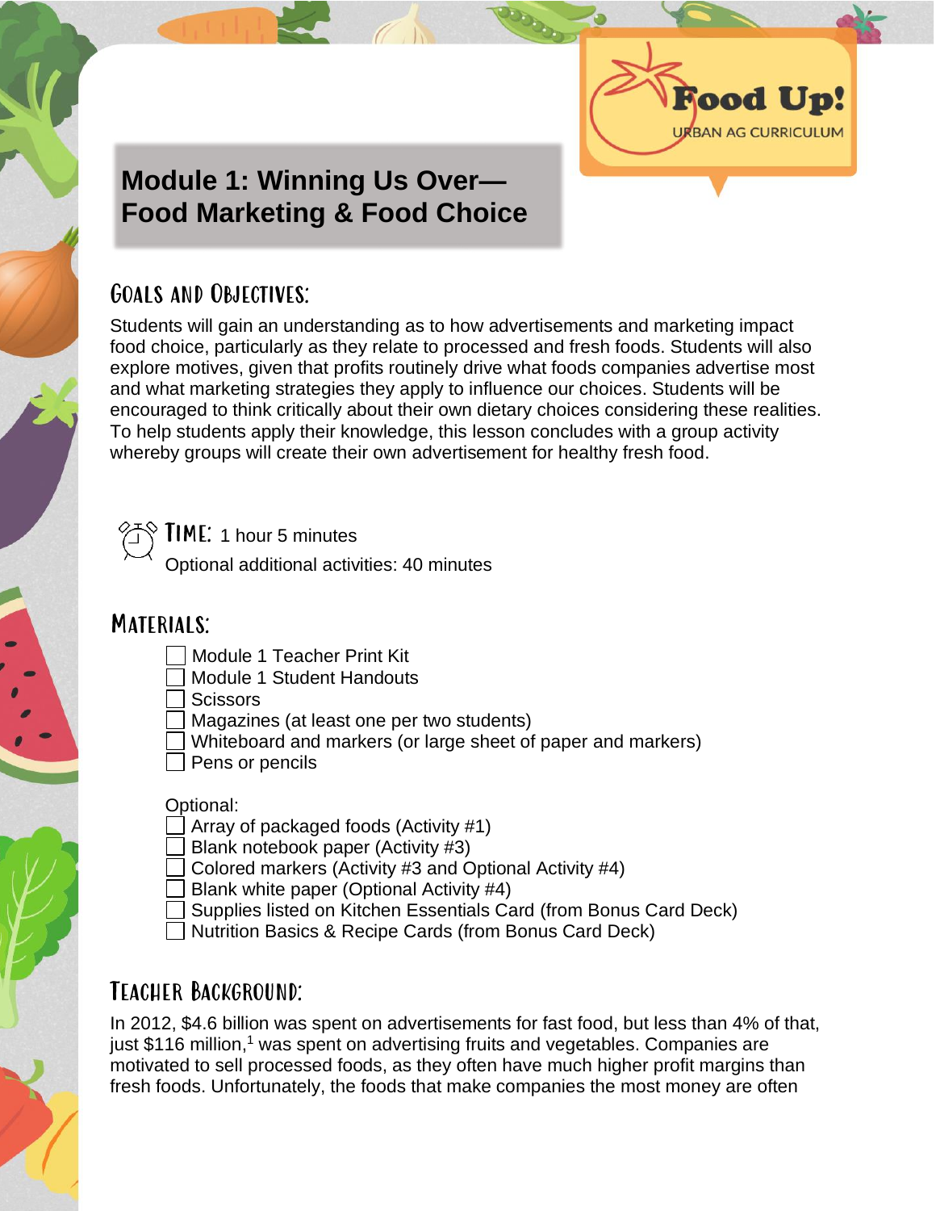Food Up!
URBAN AG CURRICULUM

# Module 1: Winning Us Over—Food Marketing & Food Choice

## Goals and Objectives:

Students will gain an understanding as to how advertisements and marketing impact food choice, particularly as they relate to processed and fresh foods. Students will also explore motives, given that profits routinely drive what foods companies advertise most and what marketing strategies they apply to influence our choices. Students will be encouraged to think critically about their own dietary choices considering these realities. To help students apply their knowledge, this lesson concludes with a group activity whereby groups will create their own advertisement for healthy fresh food.

## Time:

1 hour 5 minutes

Optional additional activities: 40 minutes

## Materials:

- [ ] Module 1 Teacher Print Kit
- [ ] Module 1 Student Handouts
- [ ] Scissors
- [ ] Magazines (at least one per two students)
- [ ] Whiteboard and markers (or large sheet of paper and markers)
- [ ] Pens or pencils

Optional:

- [ ] Array of packaged foods (Activity #1)
- [ ] Blank notebook paper (Activity #3)
- [ ] Colored markers (Activity #3 and Optional Activity #4)
- [ ] Blank white paper (Optional Activity #4)
- [ ] Supplies listed on Kitchen Essentials Card (from Bonus Card Deck)
- [ ] Nutrition Basics & Recipe Cards (from Bonus Card Deck)

## Teacher Background:

In 2012, $4.6 billion was spent on advertisements for fast food, but less than 4% of that, just $116 million,[1] was spent on advertising fruits and vegetables. Companies are motivated to sell processed foods, as they often have much higher profit margins than fresh foods. Unfortunately, the foods that make companies the most money are often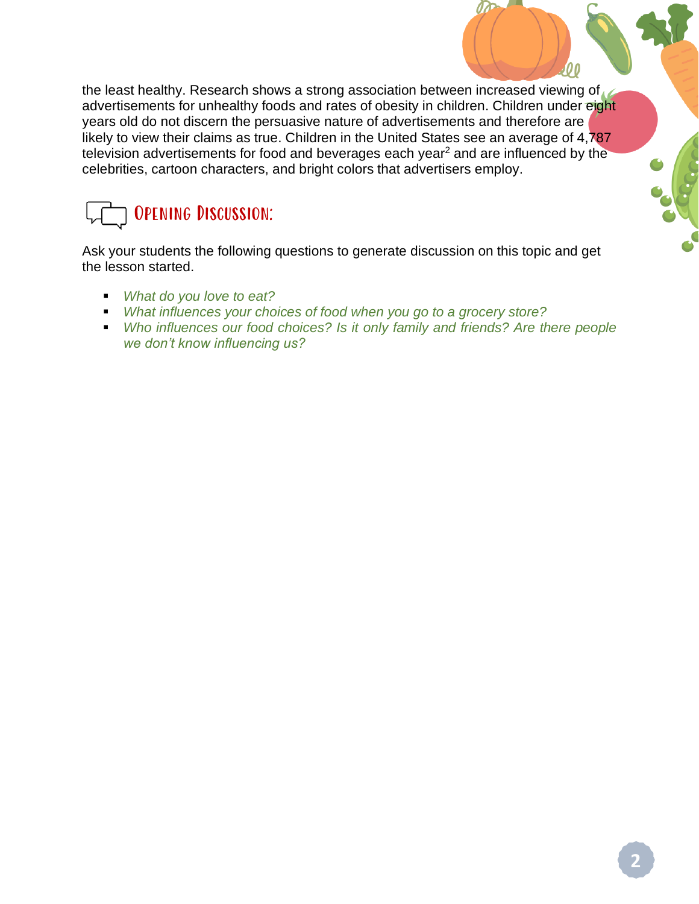the least healthy. Research shows a strong association between increased viewing of advertisements for unhealthy foods and rates of obesity in children. Children under eight years old do not discern the persuasive nature of advertisements and therefore are likely to view their claims as true. Children in the United States see an average of 4,787 television advertisements for food and beverages each year[2] and are influenced by the celebrities, cartoon characters, and bright colors that advertisers employ.

## Opening Discussion:

Ask your students the following questions to generate discussion on this topic and get the lesson started.

- *What do you love to eat?*
- *What influences your choices of food when you go to a grocery store?*
- *Who influences our food choices? Is it only family and friends? Are there people we don't know influencing us?*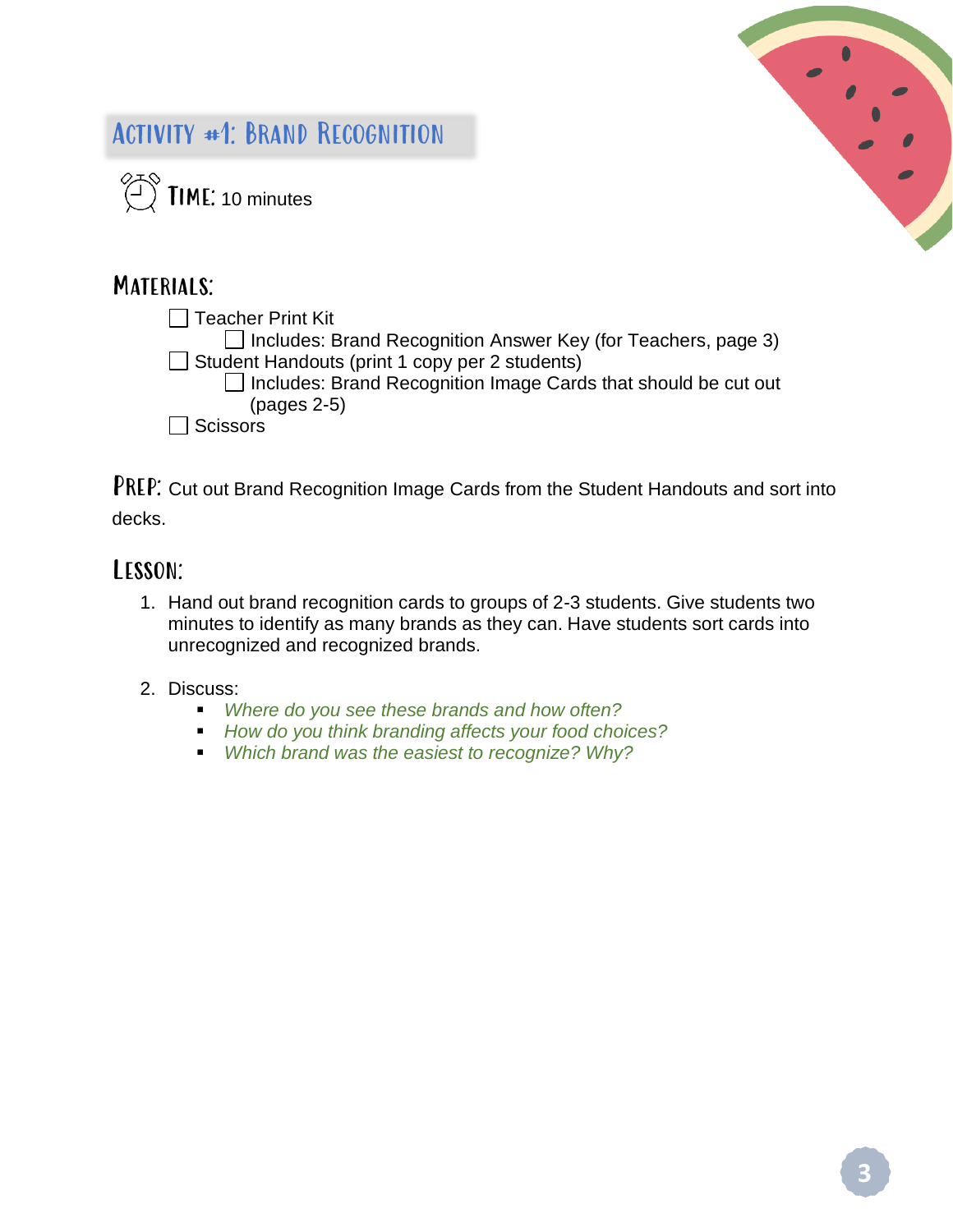## Activity #1: Brand Recognition

**Time:** 10 minutes

### Materials:

- [ ] Teacher Print Kit
  - [ ] Includes: Brand Recognition Answer Key (for Teachers, page 3)
- [ ] Student Handouts (print 1 copy per 2 students)
  - [ ] Includes: Brand Recognition Image Cards that should be cut out (pages 2-5)
- [ ] Scissors

**Prep:** Cut out Brand Recognition Image Cards from the Student Handouts and sort into decks.

### Lesson:

1. Hand out brand recognition cards to groups of 2-3 students. Give students two minutes to identify as many brands as they can. Have students sort cards into unrecognized and recognized brands.

2. Discuss:
   - *Where do you see these brands and how often?*
   - *How do you think branding affects your food choices?*
   - *Which brand was the easiest to recognize? Why?*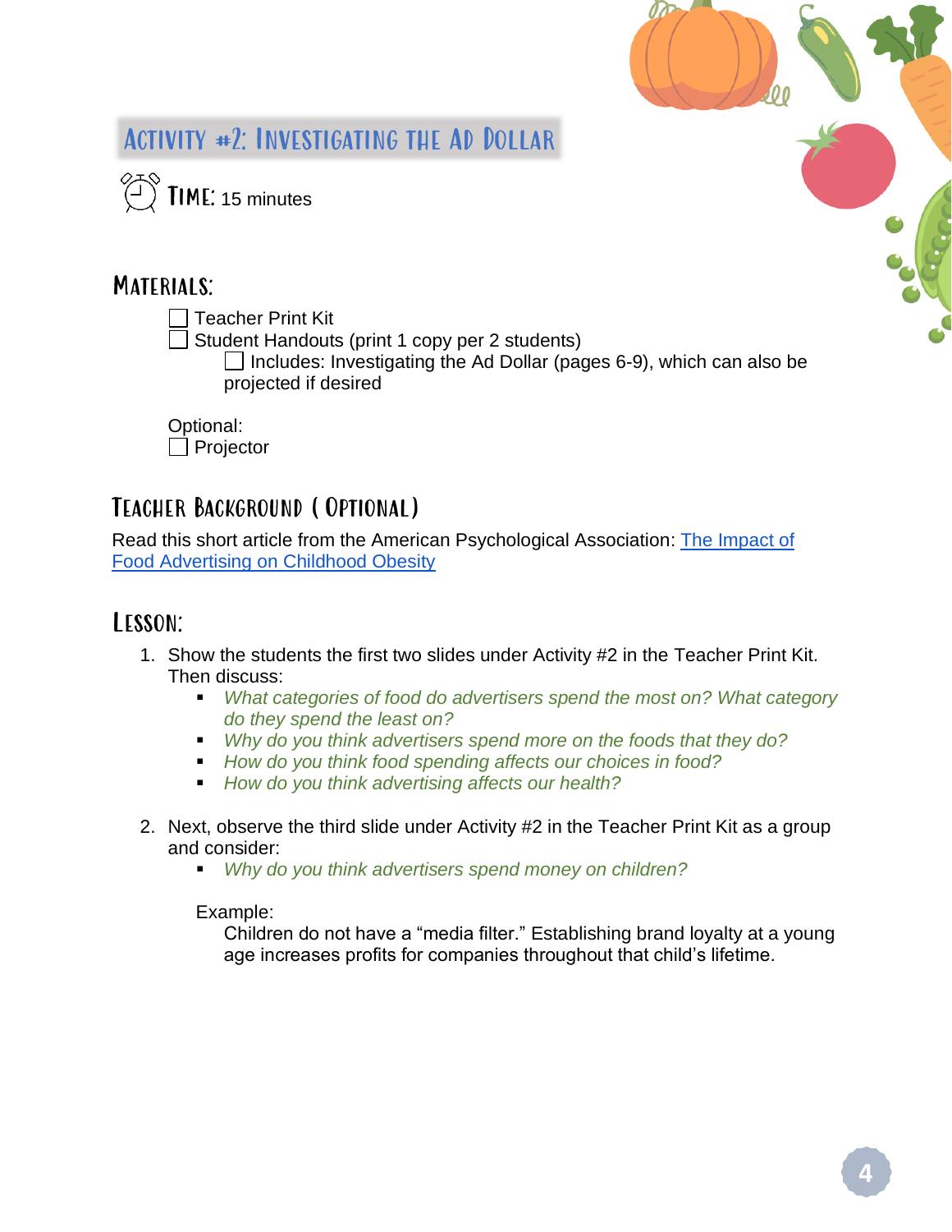# Activity #2: Investigating the Ad Dollar

**Time:** 15 minutes

## Materials:

- [ ] Teacher Print Kit
- [ ] Student Handouts (print 1 copy per 2 students)
  - [ ] Includes: Investigating the Ad Dollar (pages 6-9), which can also be projected if desired

Optional:

- [ ] Projector

## Teacher Background (Optional)

Read this short article from the American Psychological Association: [The Impact of Food Advertising on Childhood Obesity]()

## Lesson:

1. Show the students the first two slides under Activity #2 in the Teacher Print Kit. Then discuss:
   - *What categories of food do advertisers spend the most on? What category do they spend the least on?*
   - *Why do you think advertisers spend more on the foods that they do?*
   - *How do you think food spending affects our choices in food?*
   - *How do you think advertising affects our health?*

2. Next, observe the third slide under Activity #2 in the Teacher Print Kit as a group and consider:
   - *Why do you think advertisers spend money on children?*

   Example:
   Children do not have a "media filter." Establishing brand loyalty at a young age increases profits for companies throughout that child's lifetime.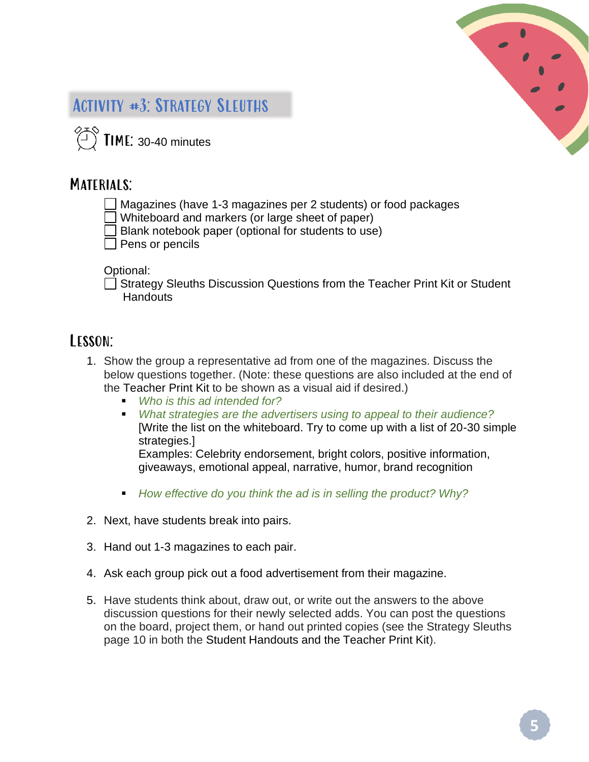## Activity #3: Strategy Sleuths

**Time:** 30-40 minutes

### Materials:

- [ ] Magazines (have 1-3 magazines per 2 students) or food packages
- [ ] Whiteboard and markers (or large sheet of paper)
- [ ] Blank notebook paper (optional for students to use)
- [ ] Pens or pencils

Optional:

- [ ] Strategy Sleuths Discussion Questions from the Teacher Print Kit or Student Handouts

### Lesson:

1. Show the group a representative ad from one of the magazines. Discuss the below questions together. (Note: these questions are also included at the end of the Teacher Print Kit to be shown as a visual aid if desired.)
   - *Who is this ad intended for?*
   - *What strategies are the advertisers using to appeal to their audience?*
     [Write the list on the whiteboard. Try to come up with a list of 20-30 simple strategies.]
     Examples: Celebrity endorsement, bright colors, positive information, giveaways, emotional appeal, narrative, humor, brand recognition
   - *How effective do you think the ad is in selling the product? Why?*
2. Next, have students break into pairs.
3. Hand out 1-3 magazines to each pair.
4. Ask each group pick out a food advertisement from their magazine.
5. Have students think about, draw out, or write out the answers to the above discussion questions for their newly selected adds. You can post the questions on the board, project them, or hand out printed copies (see the Strategy Sleuths page 10 in both the Student Handouts and the Teacher Print Kit).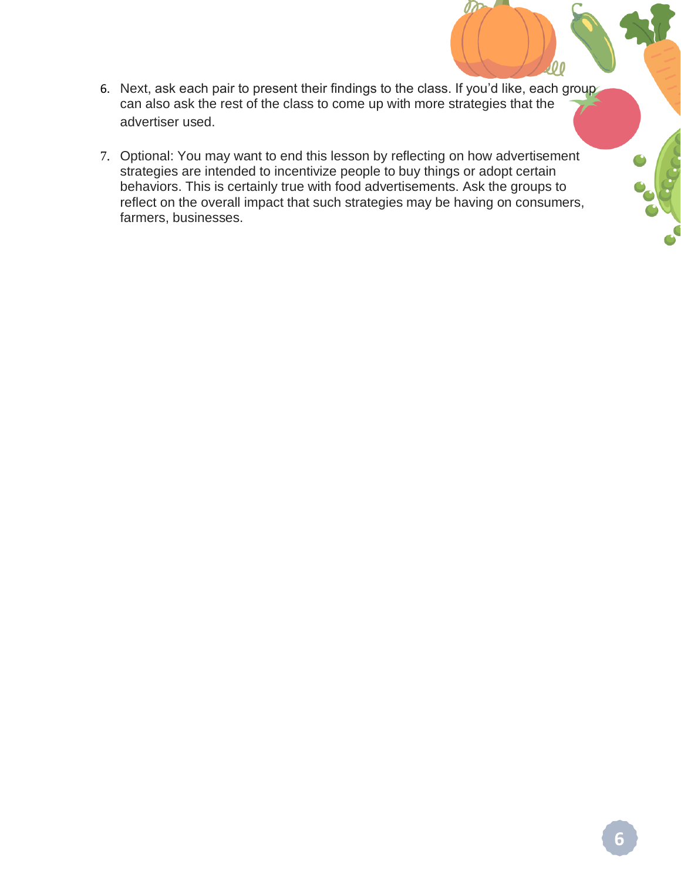6. Next, ask each pair to present their findings to the class. If you'd like, each group can also ask the rest of the class to come up with more strategies that the advertiser used.

7. Optional: You may want to end this lesson by reflecting on how advertisement strategies are intended to incentivize people to buy things or adopt certain behaviors. This is certainly true with food advertisements. Ask the groups to reflect on the overall impact that such strategies may be having on consumers, farmers, businesses.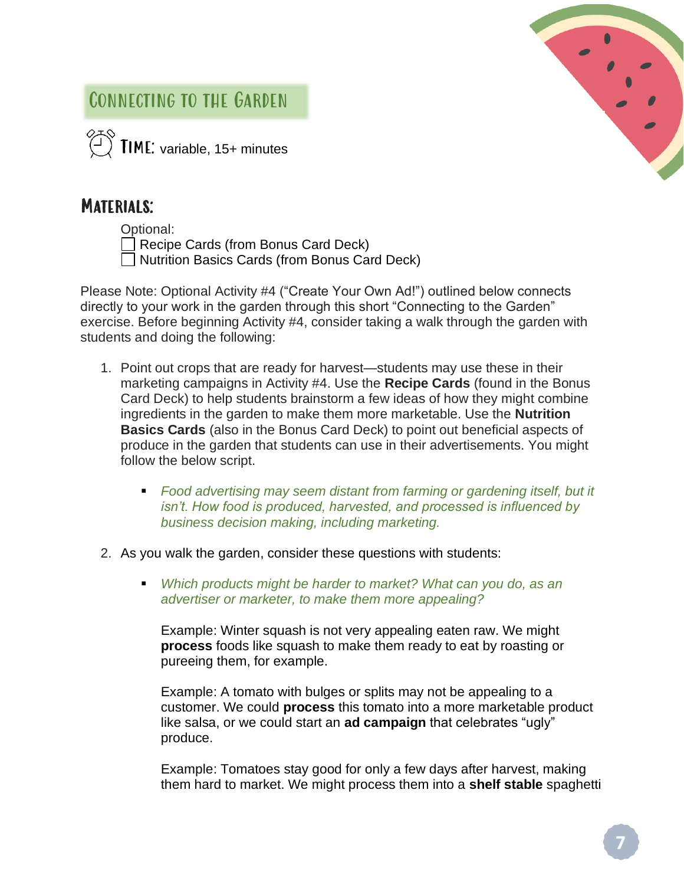## Connecting to the Garden

**Time:** variable, 15+ minutes

### Materials:

Optional:

- [ ] Recipe Cards (from Bonus Card Deck)
- [ ] Nutrition Basics Cards (from Bonus Card Deck)

Please Note: Optional Activity #4 ("Create Your Own Ad!") outlined below connects directly to your work in the garden through this short "Connecting to the Garden" exercise. Before beginning Activity #4, consider taking a walk through the garden with students and doing the following:

1. Point out crops that are ready for harvest—students may use these in their marketing campaigns in Activity #4. Use the **Recipe Cards** (found in the Bonus Card Deck) to help students brainstorm a few ideas of how they might combine ingredients in the garden to make them more marketable. Use the **Nutrition Basics Cards** (also in the Bonus Card Deck) to point out beneficial aspects of produce in the garden that students can use in their advertisements. You might follow the below script.

   - *Food advertising may seem distant from farming or gardening itself, but it isn't. How food is produced, harvested, and processed is influenced by business decision making, including marketing.*

2. As you walk the garden, consider these questions with students:

   - *Which products might be harder to market? What can you do, as an advertiser or marketer, to make them more appealing?*

     Example: Winter squash is not very appealing eaten raw. We might **process** foods like squash to make them ready to eat by roasting or pureeing them, for example.

     Example: A tomato with bulges or splits may not be appealing to a customer. We could **process** this tomato into a more marketable product like salsa, or we could start an **ad campaign** that celebrates "ugly" produce.

     Example: Tomatoes stay good for only a few days after harvest, making them hard to market. We might process them into a **shelf stable** spaghetti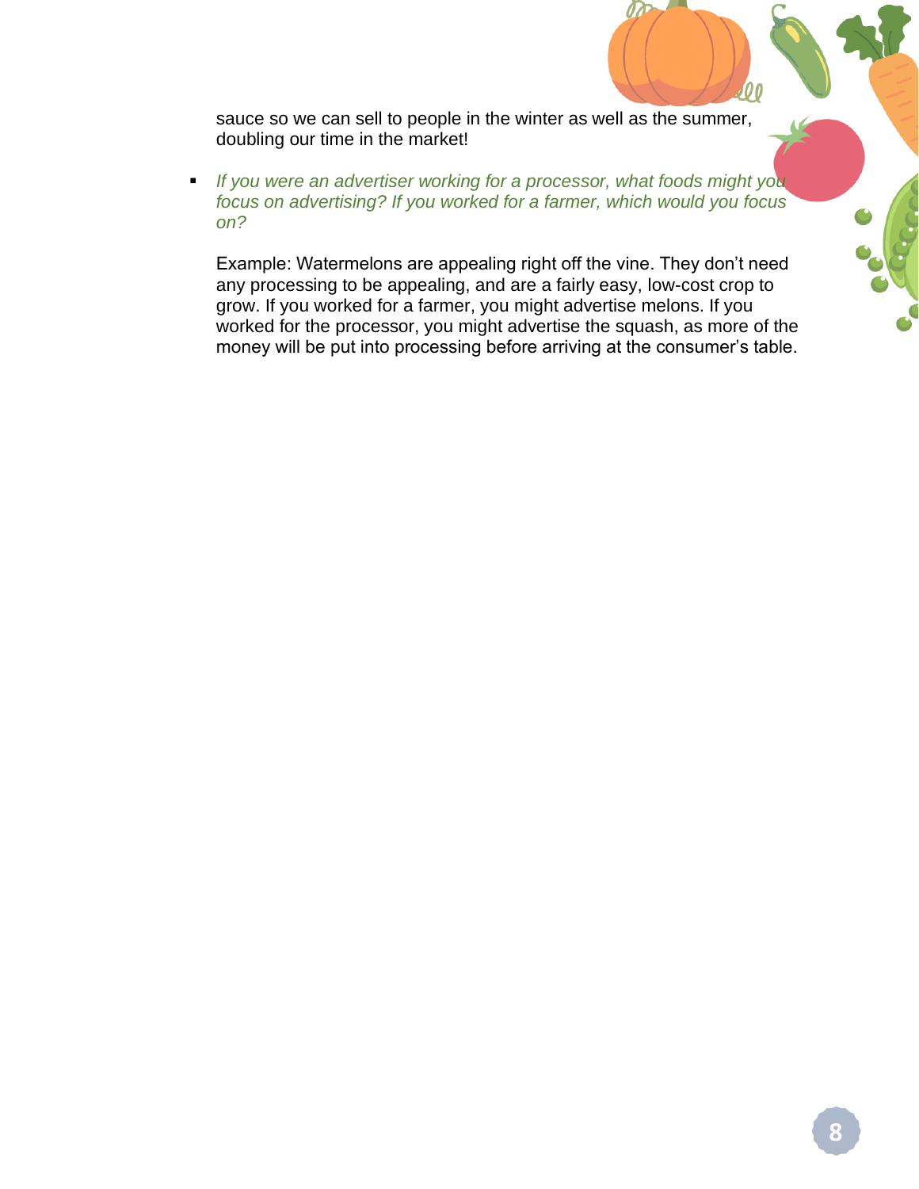sauce so we can sell to people in the winter as well as the summer, doubling our time in the market!

- *If you were an advertiser working for a processor, what foods might you focus on advertising? If you worked for a farmer, which would you focus on?*

  Example: Watermelons are appealing right off the vine. They don't need any processing to be appealing, and are a fairly easy, low-cost crop to grow. If you worked for a farmer, you might advertise melons. If you worked for the processor, you might advertise the squash, as more of the money will be put into processing before arriving at the consumer's table.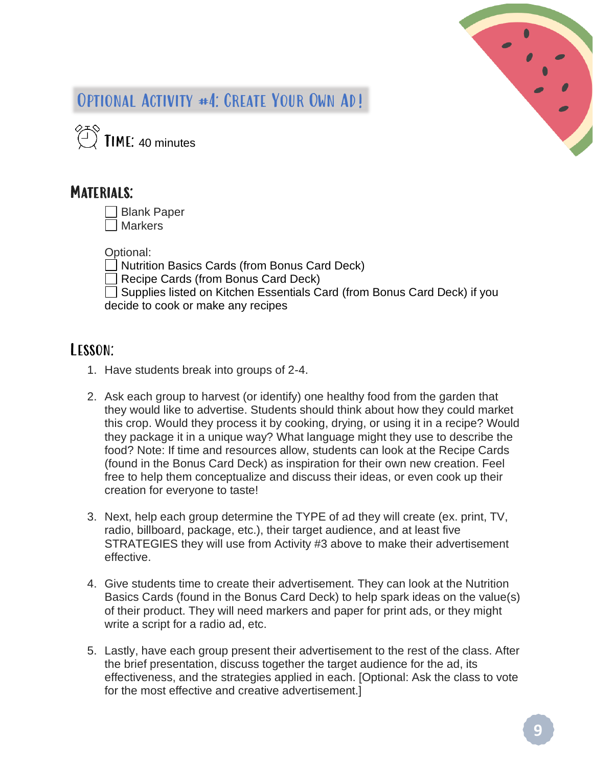## Optional Activity #4: Create Your Own Ad!

**Time:** 40 minutes

### Materials:

- [ ] Blank Paper
- [ ] Markers

Optional:

- [ ] Nutrition Basics Cards (from Bonus Card Deck)
- [ ] Recipe Cards (from Bonus Card Deck)
- [ ] Supplies listed on Kitchen Essentials Card (from Bonus Card Deck) if you decide to cook or make any recipes

### Lesson:

1. Have students break into groups of 2-4.

2. Ask each group to harvest (or identify) one healthy food from the garden that they would like to advertise. Students should think about how they could market this crop. Would they process it by cooking, drying, or using it in a recipe? Would they package it in a unique way? What language might they use to describe the food? Note: If time and resources allow, students can look at the Recipe Cards (found in the Bonus Card Deck) as inspiration for their own new creation. Feel free to help them conceptualize and discuss their ideas, or even cook up their creation for everyone to taste!

3. Next, help each group determine the TYPE of ad they will create (ex. print, TV, radio, billboard, package, etc.), their target audience, and at least five STRATEGIES they will use from Activity #3 above to make their advertisement effective.

4. Give students time to create their advertisement. They can look at the Nutrition Basics Cards (found in the Bonus Card Deck) to help spark ideas on the value(s) of their product. They will need markers and paper for print ads, or they might write a script for a radio ad, etc.

5. Lastly, have each group present their advertisement to the rest of the class. After the brief presentation, discuss together the target audience for the ad, its effectiveness, and the strategies applied in each. [Optional: Ask the class to vote for the most effective and creative advertisement.]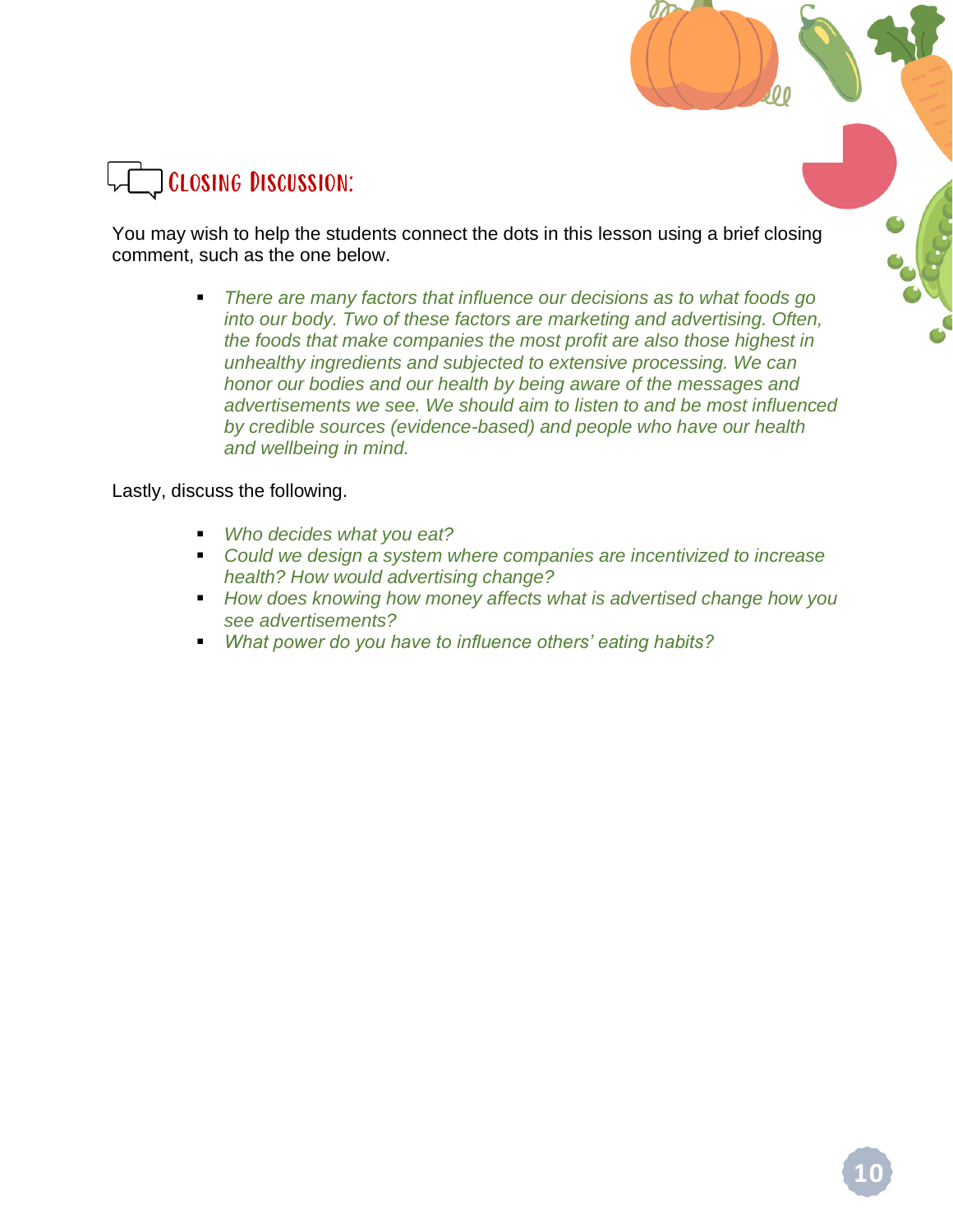## Closing Discussion:

You may wish to help the students connect the dots in this lesson using a brief closing comment, such as the one below.

- *There are many factors that influence our decisions as to what foods go into our body. Two of these factors are marketing and advertising. Often, the foods that make companies the most profit are also those highest in unhealthy ingredients and subjected to extensive processing. We can honor our bodies and our health by being aware of the messages and advertisements we see. We should aim to listen to and be most influenced by credible sources (evidence-based) and people who have our health and wellbeing in mind.*

Lastly, discuss the following.

- *Who decides what you eat?*
- *Could we design a system where companies are incentivized to increase health? How would advertising change?*
- *How does knowing how money affects what is advertised change how you see advertisements?*
- *What power do you have to influence others' eating habits?*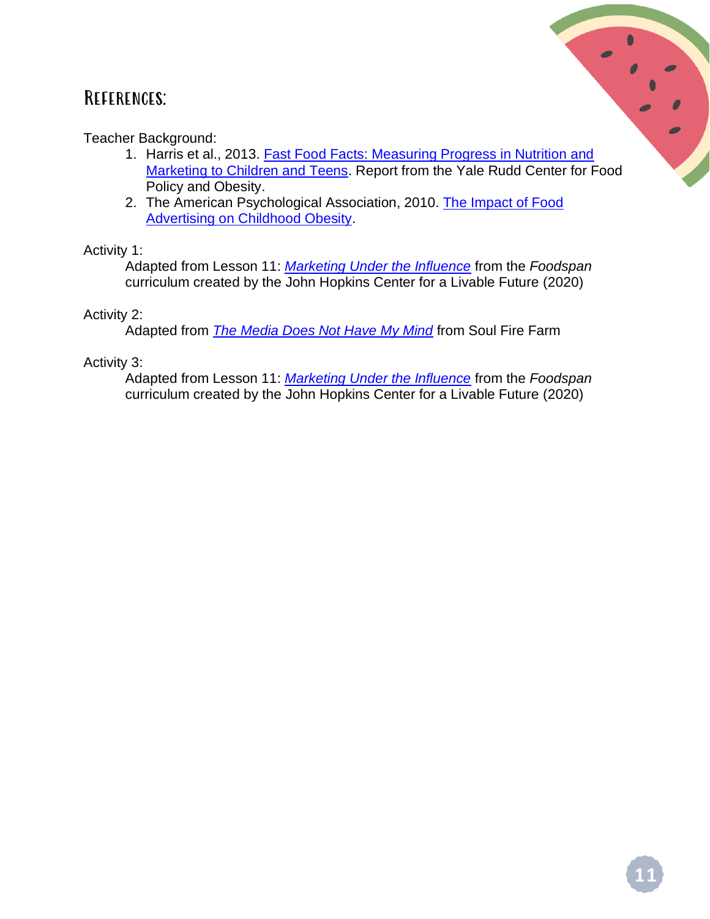## References:

Teacher Background:

1. Harris et al., 2013. Fast Food Facts: Measuring Progress in Nutrition and Marketing to Children and Teens. Report from the Yale Rudd Center for Food Policy and Obesity.
2. The American Psychological Association, 2010. The Impact of Food Advertising on Childhood Obesity.

Activity 1:

Adapted from Lesson 11: *Marketing Under the Influence* from the *Foodspan* curriculum created by the John Hopkins Center for a Livable Future (2020)

Activity 2:

Adapted from *The Media Does Not Have My Mind* from Soul Fire Farm

Activity 3:

Adapted from Lesson 11: *Marketing Under the Influence* from the *Foodspan* curriculum created by the John Hopkins Center for a Livable Future (2020)